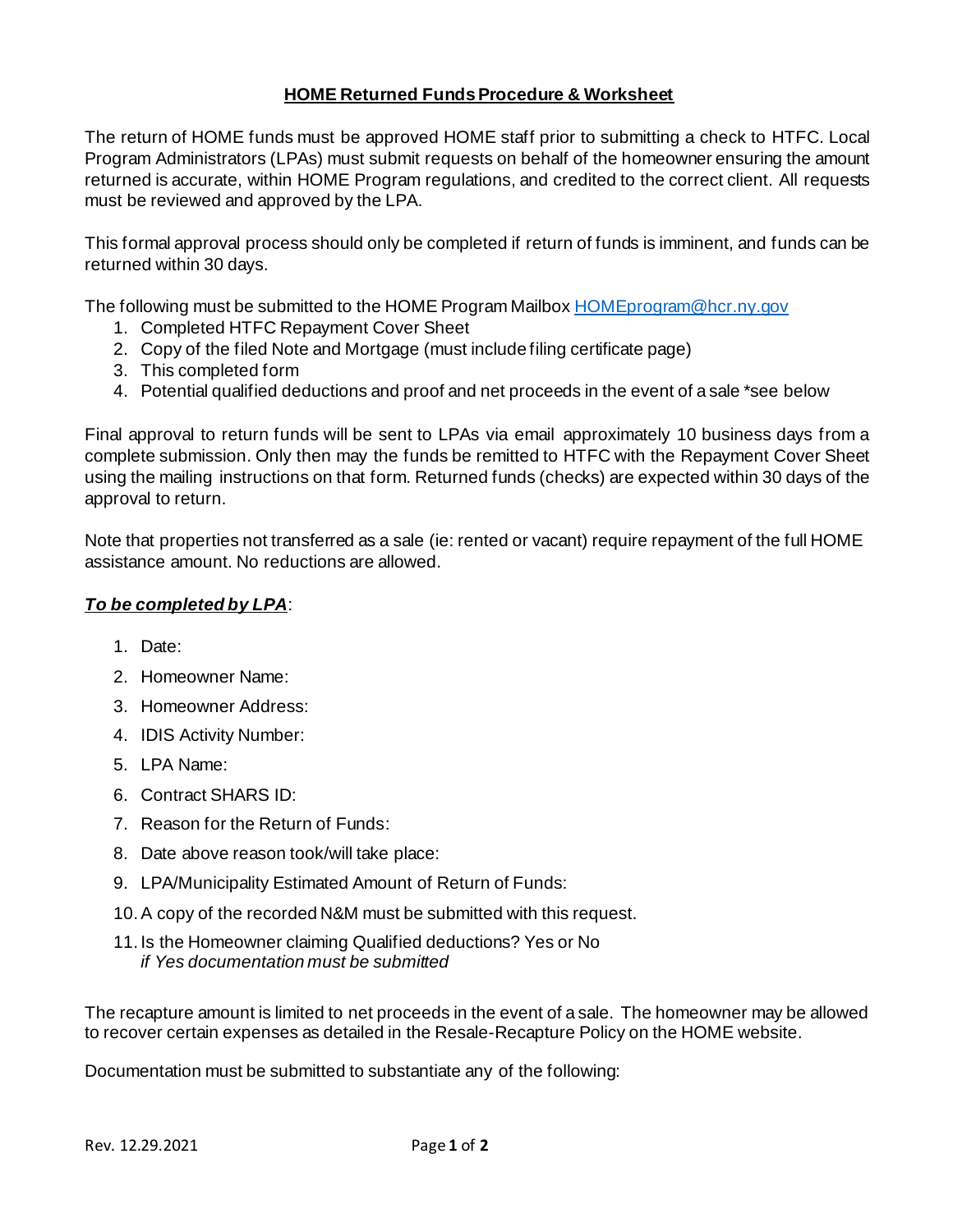# HOME Returned Funds Procedure & Worksheet

The return of HOME funds must be approved HOME staff prior to submitting a check to HTFC. Local Program Administrators (LPAs) must submit requests on behalf of the homeowner ensuring the amount returned is accurate, within HOME Program regulations, and credited to the correct client. All requests must be reviewed and approved by the LPA.

This formal approval process should only be completed if return of funds is imminent, and funds can be returned within 30 days.

The following must be submitted to the HOME Program Mailbox [HOMEprogram@hcr.ny.gov](mailto:HOMEprogram@hcr.ny.gov)

1. Completed HTFC Repayment Cover Sheet
2. Copy of the filed Note and Mortgage (must include filing certificate page)
3. This completed form
4. Potential qualified deductions and proof and net proceeds in the event of a sale *see below

Final approval to return funds will be sent to LPAs via email approximately 10 business days from a complete submission. Only then may the funds be remitted to HTFC with the Repayment Cover Sheet using the mailing instructions on that form. Returned funds (checks) are expected within 30 days of the approval to return.

Note that properties not transferred as a sale (ie: rented or vacant) require repayment of the full HOME assistance amount. No reductions are allowed.

***To be completed by LPA***:

1. Date:
2. Homeowner Name:
3. Homeowner Address:
4. IDIS Activity Number:
5. LPA Name:
6. Contract SHARS ID:
7. Reason for the Return of Funds:
8. Date above reason took/will take place:
9. LPA/Municipality Estimated Amount of Return of Funds:
10. A copy of the recorded N&M must be submitted with this request.
11. Is the Homeowner claiming Qualified deductions? Yes or No
    *if Yes documentation must be submitted*

The recapture amount is limited to net proceeds in the event of a sale. The homeowner may be allowed to recover certain expenses as detailed in the Resale-Recapture Policy on the HOME website.

Documentation must be submitted to substantiate any of the following: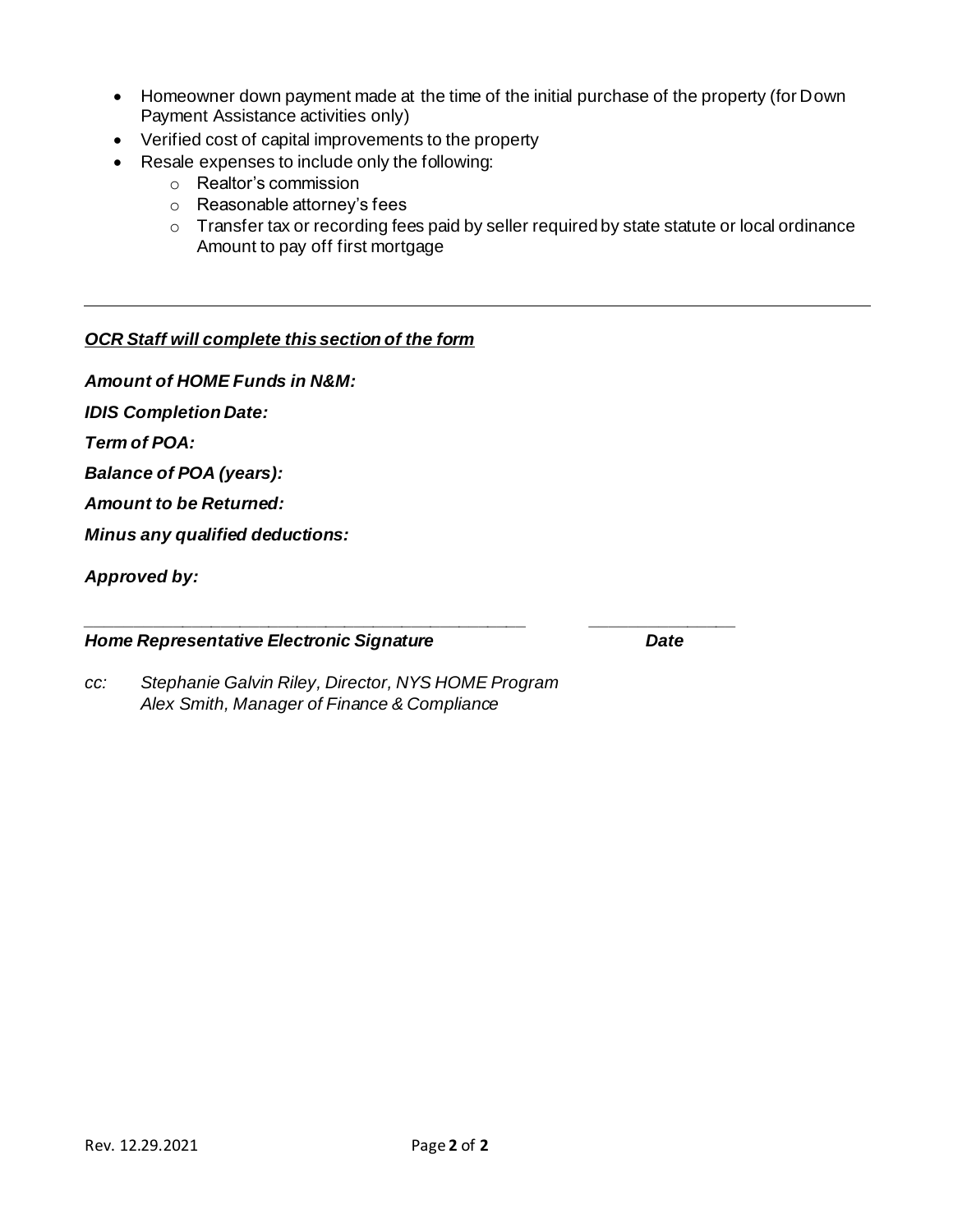- Homeowner down payment made at the time of the initial purchase of the property (for Down Payment Assistance activities only)
- Verified cost of capital improvements to the property
- Resale expenses to include only the following:
  - Realtor's commission
  - Reasonable attorney's fees
  - Transfer tax or recording fees paid by seller required by state statute or local ordinance Amount to pay off first mortgage

---

***OCR Staff will complete this section of the form***

***Amount of HOME Funds in N&M:***

***IDIS Completion Date:***

***Term of POA:***

***Balance of POA (years):***

***Amount to be Returned:***

***Minus any qualified deductions:***

***Approved by:***

\_\_\_\_\_\_\_\_\_\_\_\_\_\_\_\_\_\_\_\_\_\_\_\_\_\_\_\_\_\_\_\_\_\_\_\_\_\_\_\_ \_\_\_\_\_\_\_\_\_\_\_\_\_\_\_

***Home Representative Electronic Signature*** ***Date***

*cc: Stephanie Galvin Riley, Director, NYS HOME Program*
*Alex Smith, Manager of Finance & Compliance*

Rev. 12.29.2021